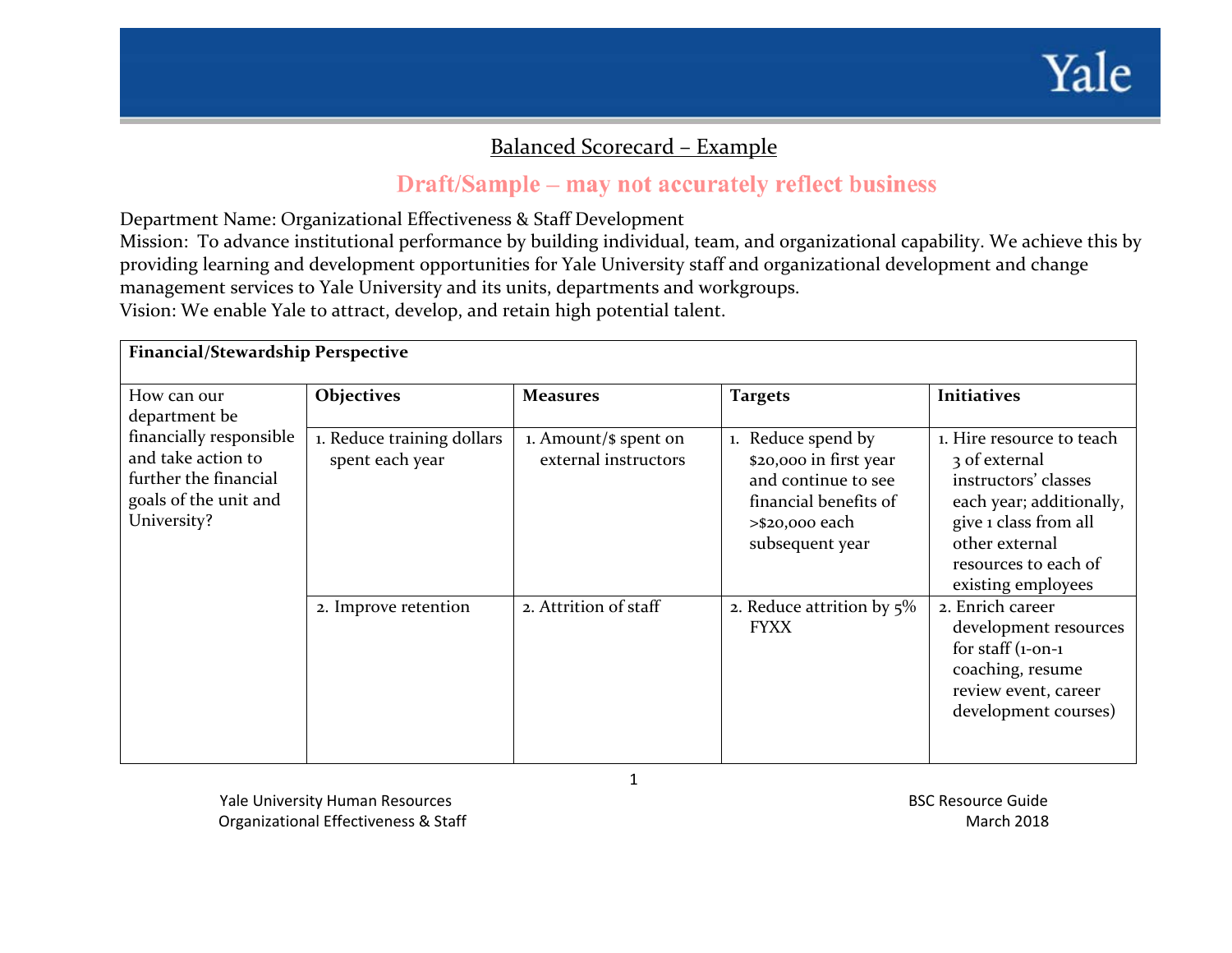# Balanced Scorecard – Example

**Draft/Sample – may not accurately reflect business**

Department Name: Organizational Effectiveness & Staff Development

Mission: To advance institutional performance by building individual, team, and organizational capability. We achieve this by providing learning and development opportunities for Yale University staff and organizational development and change management services to Yale University and its units, departments and workgroups.

Vision: We enable Yale to attract, develop, and retain high potential talent.

| **Financial/Stewardship Perspective** | | | | |
|---|---|---|---|---|
| How can our department be financially responsible and take action to further the financial goals of the unit and University? | **Objectives** | **Measures** | **Targets** | **Initiatives** |
| | 1. Reduce training dollars spent each year | 1. Amount/$ spent on external instructors | 1. Reduce spend by $20,000 in first year and continue to see financial benefits of >$20,000 each subsequent year | 1. Hire resource to teach 3 of external instructors' classes each year; additionally, give 1 class from all other external resources to each of existing employees |
| | 2. Improve retention | 2. Attrition of staff | 2. Reduce attrition by 5% FYXX | 2. Enrich career development resources for staff (1-on-1 coaching, resume review event, career development courses) |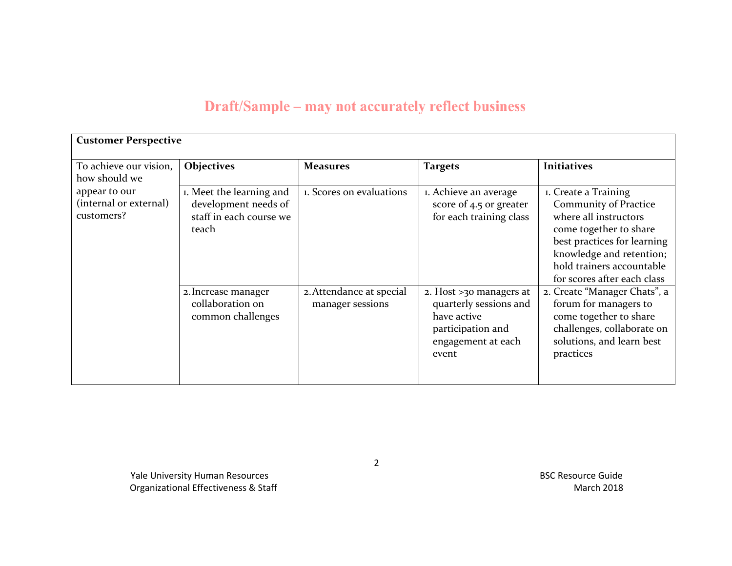**Draft/Sample – may not accurately reflect business**

| Customer Perspective | | | | |
|---|---|---|---|---|
| To achieve our vision, how should we appear to our (internal or external) customers? | **Objectives** | **Measures** | **Targets** | **Initiatives** |
| | 1. Meet the learning and development needs of staff in each course we teach | 1. Scores on evaluations | 1. Achieve an average score of 4.5 or greater for each training class | 1. Create a Training Community of Practice where all instructors come together to share best practices for learning knowledge and retention; hold trainers accountable for scores after each class |
| | 2. Increase manager collaboration on common challenges | 2. Attendance at special manager sessions | 2. Host >30 managers at quarterly sessions and have active participation and engagement at each event | 2. Create "Manager Chats", a forum for managers to come together to share challenges, collaborate on solutions, and learn best practices |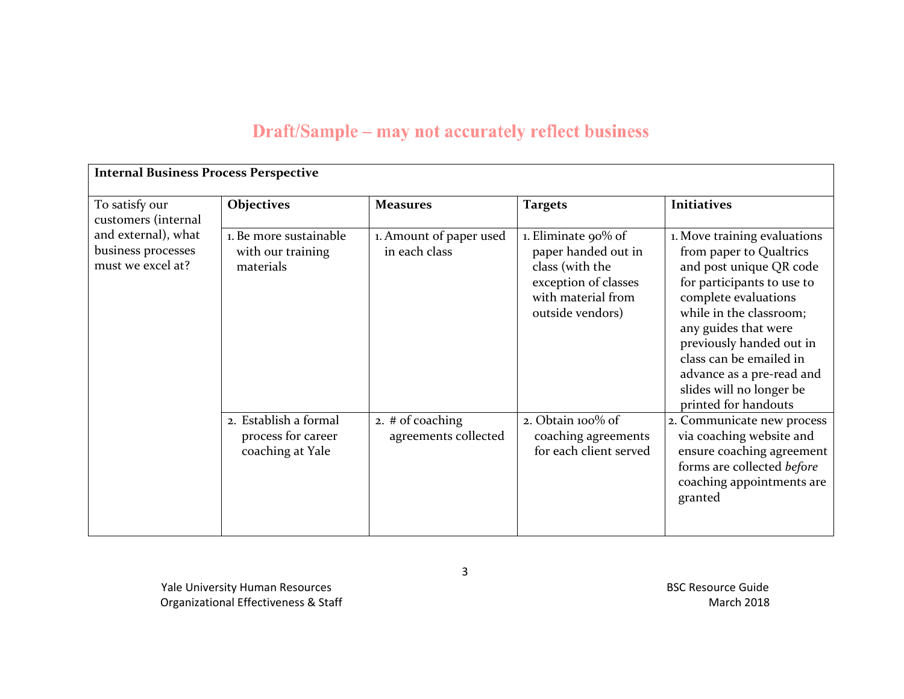**Draft/Sample – may not accurately reflect business**

| Internal Business Process Perspective | | | | |
|---|---|---|---|---|
| To satisfy our customers (internal and external), what business processes must we excel at? | **Objectives** | **Measures** | **Targets** | **Initiatives** |
| | 1. Be more sustainable with our training materials | 1. Amount of paper used in each class | 1. Eliminate 90% of paper handed out in class (with the exception of classes with material from outside vendors) | 1. Move training evaluations from paper to Qualtrics and post unique QR code for participants to use to complete evaluations while in the classroom; any guides that were previously handed out in class can be emailed in advance as a pre-read and slides will no longer be printed for handouts |
| | 2. Establish a formal process for career coaching at Yale | 2. # of coaching agreements collected | 2. Obtain 100% of coaching agreements for each client served | 2. Communicate new process via coaching website and ensure coaching agreement forms are collected *before* coaching appointments are granted |

Yale University Human Resources
Organizational Effectiveness & Staff

BSC Resource Guide
March 2018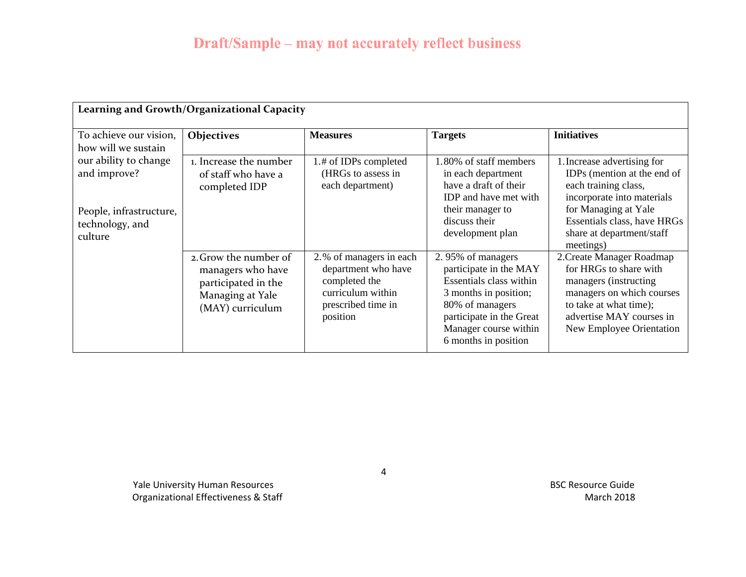Draft/Sample – may not accurately reflect business

| Learning and Growth/Organizational Capacity | | | | |
|---|---|---|---|---|
| To achieve our vision, how will we sustain our ability to change and improve?<br><br>People, infrastructure, technology, and culture | **Objectives** | **Measures** | **Targets** | **Initiatives** |
| | 1. Increase the number of staff who have a completed IDP | 1. # of IDPs completed (HRGs to assess in each department) | 1. 80% of staff members in each department have a draft of their IDP and have met with their manager to discuss their development plan | 1. Increase advertising for IDPs (mention at the end of each training class, incorporate into materials for Managing at Yale Essentials class, have HRGs share at department/staff meetings) |
| | 2. Grow the number of managers who have participated in the Managing at Yale (MAY) curriculum | 2. % of managers in each department who have completed the curriculum within prescribed time in position | 2. 95% of managers participate in the MAY Essentials class within 3 months in position; 80% of managers participate in the Great Manager course within 6 months in position | 2. Create Manager Roadmap for HRGs to share with managers (instructing managers on which courses to take at what time); advertise MAY courses in New Employee Orientation |